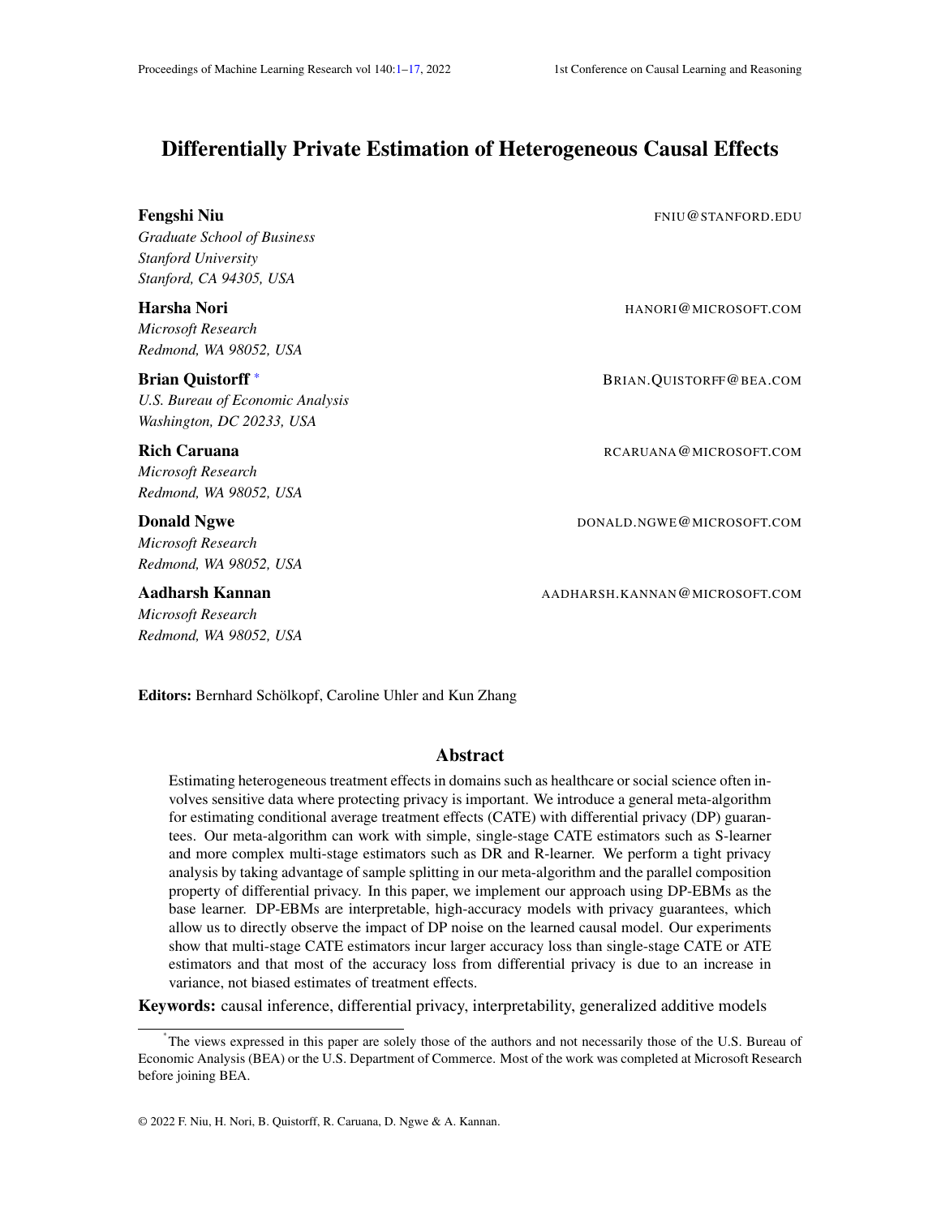# Differentially Private Estimation of Heterogeneous Causal Effects

**Fengshi Niu** FNIU@STANFORD.EDU
*Graduate School of Business*
*Stanford University*
*Stanford, CA 94305, USA*

**Harsha Nori** HANORI@MICROSOFT.COM
*Microsoft Research*
*Redmond, WA 98052, USA*

**Brian Quistorff** [*] BRIAN.QUISTORFF@BEA.COM
*U.S. Bureau of Economic Analysis*
*Washington, DC 20233, USA*

**Rich Caruana** RCARUANA@MICROSOFT.COM
*Microsoft Research*
*Redmond, WA 98052, USA*

**Donald Ngwe** DONALD.NGWE@MICROSOFT.COM
*Microsoft Research*
*Redmond, WA 98052, USA*

**Aadharsh Kannan** AADHARSH.KANNAN@MICROSOFT.COM
*Microsoft Research*
*Redmond, WA 98052, USA*

**Editors:** Bernhard Schölkopf, Caroline Uhler and Kun Zhang

## Abstract

Estimating heterogeneous treatment effects in domains such as healthcare or social science often involves sensitive data where protecting privacy is important. We introduce a general meta-algorithm for estimating conditional average treatment effects (CATE) with differential privacy (DP) guarantees. Our meta-algorithm can work with simple, single-stage CATE estimators such as S-learner and more complex multi-stage estimators such as DR and R-learner. We perform a tight privacy analysis by taking advantage of sample splitting in our meta-algorithm and the parallel composition property of differential privacy. In this paper, we implement our approach using DP-EBMs as the base learner. DP-EBMs are interpretable, high-accuracy models with privacy guarantees, which allow us to directly observe the impact of DP noise on the learned causal model. Our experiments show that multi-stage CATE estimators incur larger accuracy loss than single-stage CATE or ATE estimators and that most of the accuracy loss from differential privacy is due to an increase in variance, not biased estimates of treatment effects.

**Keywords:** causal inference, differential privacy, interpretability, generalized additive models

[*] The views expressed in this paper are solely those of the authors and not necessarily those of the U.S. Bureau of Economic Analysis (BEA) or the U.S. Department of Commerce. Most of the work was completed at Microsoft Research before joining BEA.

© 2022 F. Niu, H. Nori, B. Quistorff, R. Caruana, D. Ngwe & A. Kannan.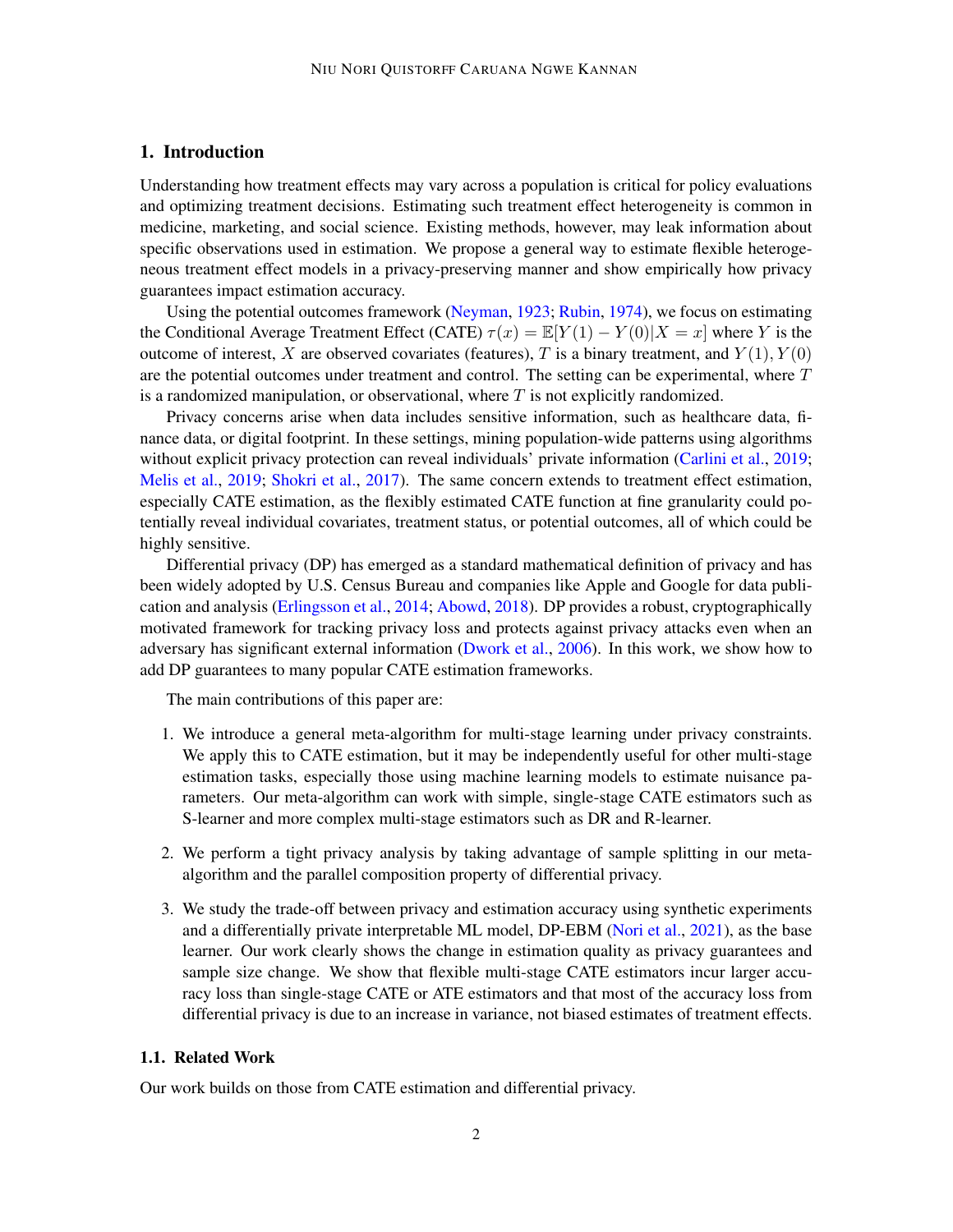## 1. Introduction

Understanding how treatment effects may vary across a population is critical for policy evaluations and optimizing treatment decisions. Estimating such treatment effect heterogeneity is common in medicine, marketing, and social science. Existing methods, however, may leak information about specific observations used in estimation. We propose a general way to estimate flexible heterogeneous treatment effect models in a privacy-preserving manner and show empirically how privacy guarantees impact estimation accuracy.

Using the potential outcomes framework (Neyman, 1923; Rubin, 1974), we focus on estimating the Conditional Average Treatment Effect (CATE) $\tau(x) = \mathbb{E}[Y(1) - Y(0)|X = x]$ where $Y$ is the outcome of interest, $X$ are observed covariates (features), $T$ is a binary treatment, and $Y(1), Y(0)$ are the potential outcomes under treatment and control. The setting can be experimental, where $T$ is a randomized manipulation, or observational, where $T$ is not explicitly randomized.

Privacy concerns arise when data includes sensitive information, such as healthcare data, finance data, or digital footprint. In these settings, mining population-wide patterns using algorithms without explicit privacy protection can reveal individuals' private information (Carlini et al., 2019; Melis et al., 2019; Shokri et al., 2017). The same concern extends to treatment effect estimation, especially CATE estimation, as the flexibly estimated CATE function at fine granularity could potentially reveal individual covariates, treatment status, or potential outcomes, all of which could be highly sensitive.

Differential privacy (DP) has emerged as a standard mathematical definition of privacy and has been widely adopted by U.S. Census Bureau and companies like Apple and Google for data publication and analysis (Erlingsson et al., 2014; Abowd, 2018). DP provides a robust, cryptographically motivated framework for tracking privacy loss and protects against privacy attacks even when an adversary has significant external information (Dwork et al., 2006). In this work, we show how to add DP guarantees to many popular CATE estimation frameworks.

The main contributions of this paper are:

1. We introduce a general meta-algorithm for multi-stage learning under privacy constraints. We apply this to CATE estimation, but it may be independently useful for other multi-stage estimation tasks, especially those using machine learning models to estimate nuisance parameters. Our meta-algorithm can work with simple, single-stage CATE estimators such as S-learner and more complex multi-stage estimators such as DR and R-learner.

2. We perform a tight privacy analysis by taking advantage of sample splitting in our meta-algorithm and the parallel composition property of differential privacy.

3. We study the trade-off between privacy and estimation accuracy using synthetic experiments and a differentially private interpretable ML model, DP-EBM (Nori et al., 2021), as the base learner. Our work clearly shows the change in estimation quality as privacy guarantees and sample size change. We show that flexible multi-stage CATE estimators incur larger accuracy loss than single-stage CATE or ATE estimators and that most of the accuracy loss from differential privacy is due to an increase in variance, not biased estimates of treatment effects.

### 1.1. Related Work

Our work builds on those from CATE estimation and differential privacy.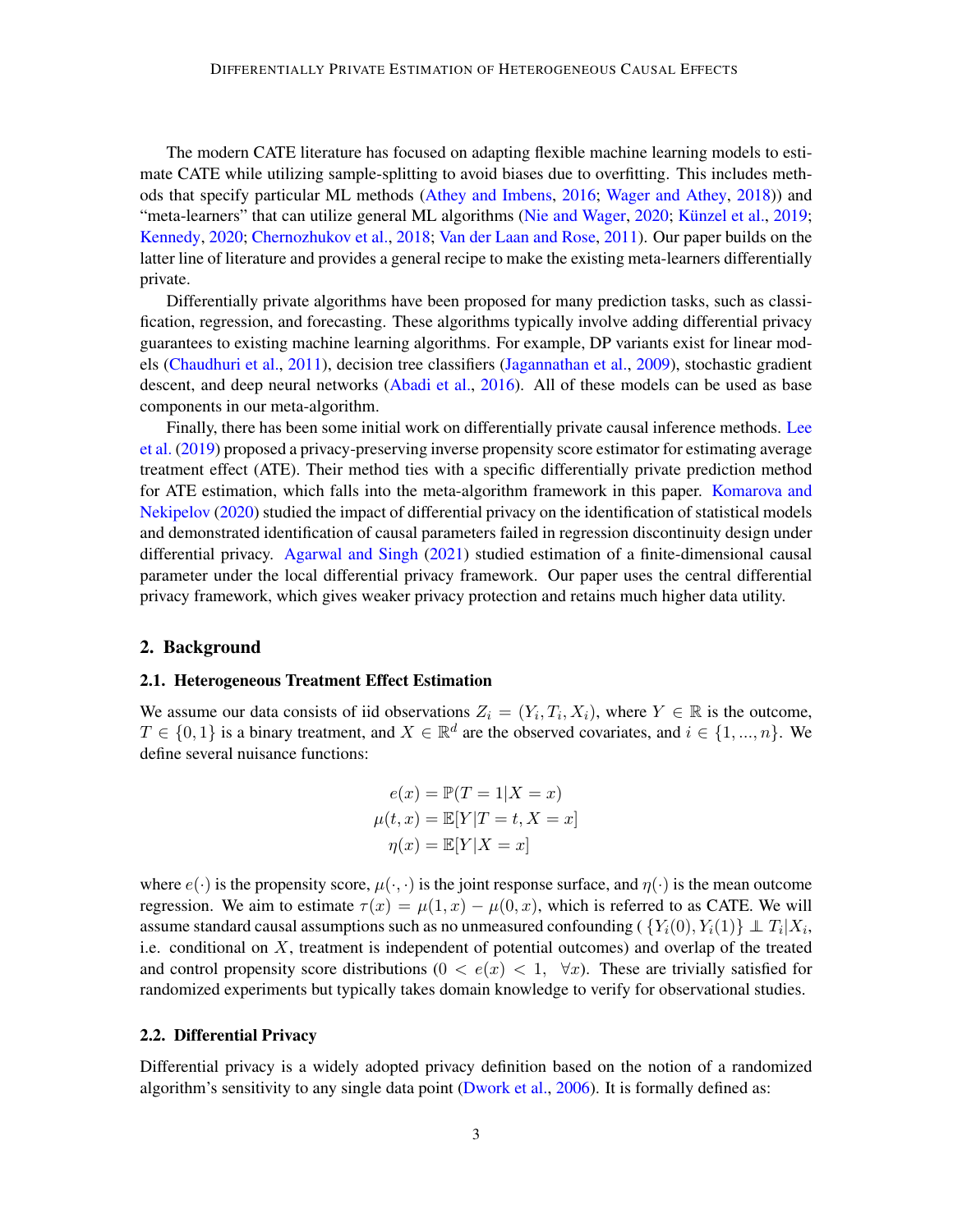The modern CATE literature has focused on adapting flexible machine learning models to estimate CATE while utilizing sample-splitting to avoid biases due to overfitting. This includes methods that specify particular ML methods (Athey and Imbens, 2016; Wager and Athey, 2018)) and "meta-learners" that can utilize general ML algorithms (Nie and Wager, 2020; Künzel et al., 2019; Kennedy, 2020; Chernozhukov et al., 2018; Van der Laan and Rose, 2011). Our paper builds on the latter line of literature and provides a general recipe to make the existing meta-learners differentially private.

Differentially private algorithms have been proposed for many prediction tasks, such as classification, regression, and forecasting. These algorithms typically involve adding differential privacy guarantees to existing machine learning algorithms. For example, DP variants exist for linear models (Chaudhuri et al., 2011), decision tree classifiers (Jagannathan et al., 2009), stochastic gradient descent, and deep neural networks (Abadi et al., 2016). All of these models can be used as base components in our meta-algorithm.

Finally, there has been some initial work on differentially private causal inference methods. Lee et al. (2019) proposed a privacy-preserving inverse propensity score estimator for estimating average treatment effect (ATE). Their method ties with a specific differentially private prediction method for ATE estimation, which falls into the meta-algorithm framework in this paper. Komarova and Nekipelov (2020) studied the impact of differential privacy on the identification of statistical models and demonstrated identification of causal parameters failed in regression discontinuity design under differential privacy. Agarwal and Singh (2021) studied estimation of a finite-dimensional causal parameter under the local differential privacy framework. Our paper uses the central differential privacy framework, which gives weaker privacy protection and retains much higher data utility.

## 2. Background

### 2.1. Heterogeneous Treatment Effect Estimation

We assume our data consists of iid observations $Z_i = (Y_i, T_i, X_i)$, where $Y \in \mathbb{R}$ is the outcome, $T \in \{0, 1\}$ is a binary treatment, and $X \in \mathbb{R}^d$ are the observed covariates, and $i \in \{1, ..., n\}$. We define several nuisance functions:

$$
\begin{aligned}
e(x) &= \mathbb{P}(T = 1 | X = x) \\
\mu(t, x) &= \mathbb{E}[Y | T = t, X = x] \\
\eta(x) &= \mathbb{E}[Y | X = x]
\end{aligned}
$$

where $e(\cdot)$ is the propensity score, $\mu(\cdot, \cdot)$ is the joint response surface, and $\eta(\cdot)$ is the mean outcome regression. We aim to estimate $\tau(x) = \mu(1, x) - \mu(0, x)$, which is referred to as CATE. We will assume standard causal assumptions such as no unmeasured confounding ( $\{Y_i(0), Y_i(1)\} \perp\!\!\!\perp T_i | X_i$, i.e. conditional on $X$, treatment is independent of potential outcomes) and overlap of the treated and control propensity score distributions ($0 < e(x) < 1, \ \ \forall x$). These are trivially satisfied for randomized experiments but typically takes domain knowledge to verify for observational studies.

### 2.2. Differential Privacy

Differential privacy is a widely adopted privacy definition based on the notion of a randomized algorithm's sensitivity to any single data point (Dwork et al., 2006). It is formally defined as: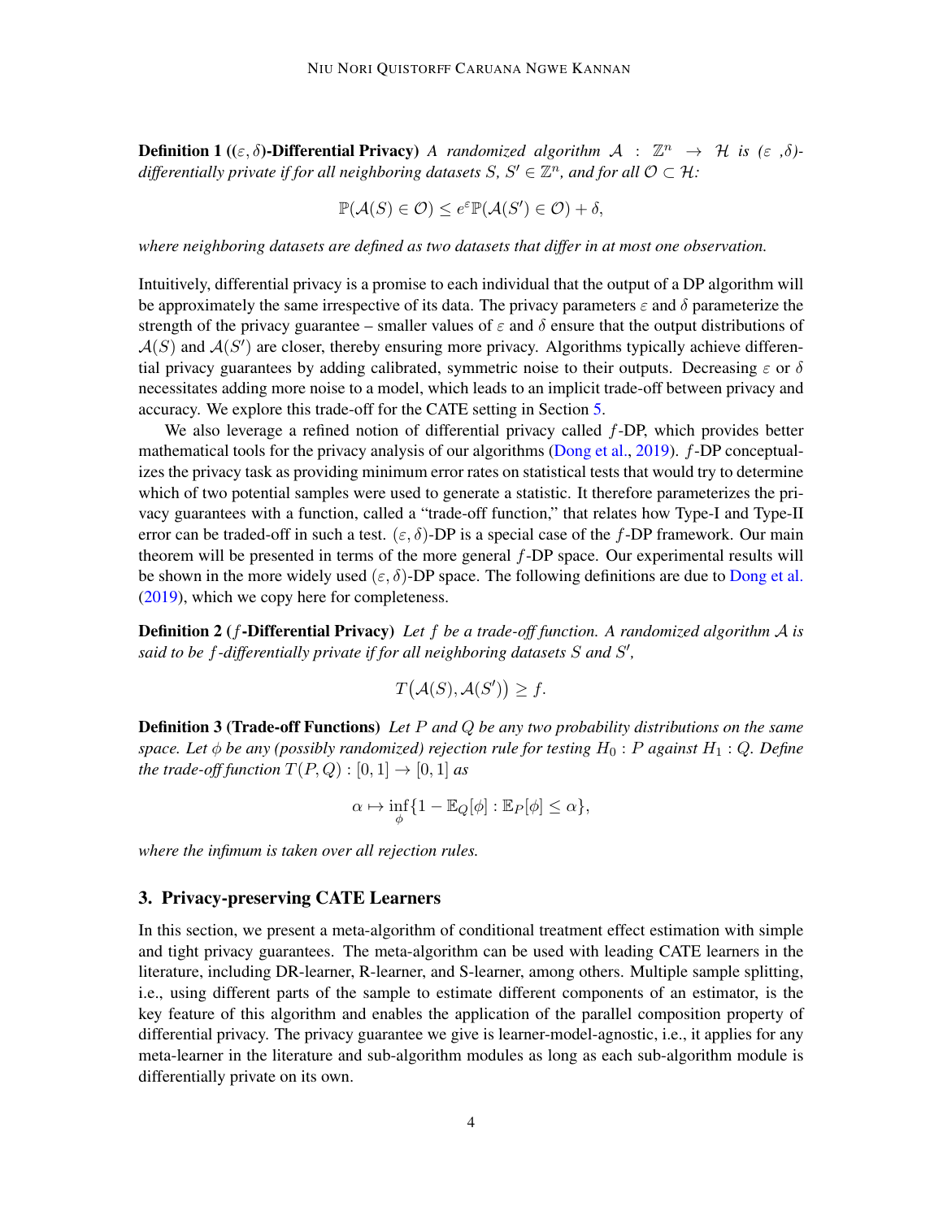**Definition 1 (($\varepsilon, \delta$)-Differential Privacy)** *A randomized algorithm $\mathcal{A} : \mathbb{Z}^n \to \mathcal{H}$ is ($\varepsilon$ ,$\delta$)-differentially private if for all neighboring datasets $S$, $S' \in \mathbb{Z}^n$, and for all $\mathcal{O} \subset \mathcal{H}$:*

$$\mathbb{P}(\mathcal{A}(S) \in \mathcal{O}) \leq e^{\varepsilon}\mathbb{P}(\mathcal{A}(S') \in \mathcal{O}) + \delta,$$

*where neighboring datasets are defined as two datasets that differ in at most one observation.*

Intuitively, differential privacy is a promise to each individual that the output of a DP algorithm will be approximately the same irrespective of its data. The privacy parameters $\varepsilon$ and $\delta$ parameterize the strength of the privacy guarantee – smaller values of $\varepsilon$ and $\delta$ ensure that the output distributions of $\mathcal{A}(S)$ and $\mathcal{A}(S')$ are closer, thereby ensuring more privacy. Algorithms typically achieve differential privacy guarantees by adding calibrated, symmetric noise to their outputs. Decreasing $\varepsilon$ or $\delta$ necessitates adding more noise to a model, which leads to an implicit trade-off between privacy and accuracy. We explore this trade-off for the CATE setting in Section 5.

We also leverage a refined notion of differential privacy called $f$-DP, which provides better mathematical tools for the privacy analysis of our algorithms (Dong et al., 2019). $f$-DP conceptualizes the privacy task as providing minimum error rates on statistical tests that would try to determine which of two potential samples were used to generate a statistic. It therefore parameterizes the privacy guarantees with a function, called a "trade-off function," that relates how Type-I and Type-II error can be traded-off in such a test. $(\varepsilon, \delta)$-DP is a special case of the $f$-DP framework. Our main theorem will be presented in terms of the more general $f$-DP space. Our experimental results will be shown in the more widely used $(\varepsilon, \delta)$-DP space. The following definitions are due to Dong et al. (2019), which we copy here for completeness.

**Definition 2 ($f$-Differential Privacy)** *Let $f$ be a trade-off function. A randomized algorithm $\mathcal{A}$ is said to be $f$-differentially private if for all neighboring datasets $S$ and $S'$,*

$$T\big(\mathcal{A}(S), \mathcal{A}(S')\big) \geq f.$$

**Definition 3 (Trade-off Functions)** *Let $P$ and $Q$ be any two probability distributions on the same space. Let $\phi$ be any (possibly randomized) rejection rule for testing $H_0 : P$ against $H_1 : Q$. Define the trade-off function $T(P, Q) : [0, 1] \to [0, 1]$ as*

$$\alpha \mapsto \inf_{\phi}\{1 - \mathbb{E}_Q[\phi] : \mathbb{E}_P[\phi] \leq \alpha\},$$

*where the infimum is taken over all rejection rules.*

## 3. Privacy-preserving CATE Learners

In this section, we present a meta-algorithm of conditional treatment effect estimation with simple and tight privacy guarantees. The meta-algorithm can be used with leading CATE learners in the literature, including DR-learner, R-learner, and S-learner, among others. Multiple sample splitting, i.e., using different parts of the sample to estimate different components of an estimator, is the key feature of this algorithm and enables the application of the parallel composition property of differential privacy. The privacy guarantee we give is learner-model-agnostic, i.e., it applies for any meta-learner in the literature and sub-algorithm modules as long as each sub-algorithm module is differentially private on its own.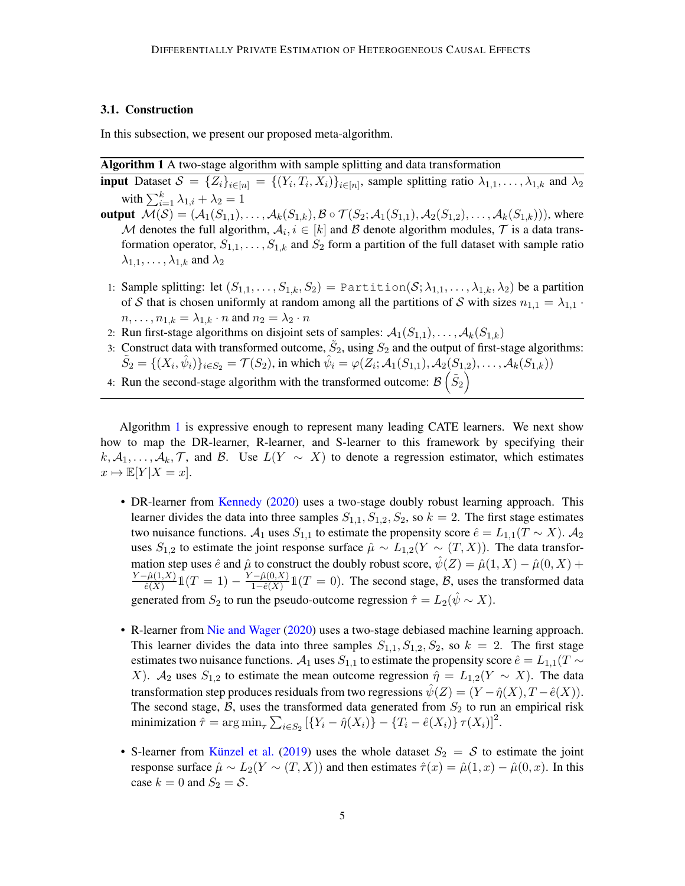### 3.1. Construction

In this subsection, we present our proposed meta-algorithm.

---

**Algorithm 1** A two-stage algorithm with sample splitting and data transformation

---

**input** Dataset $\mathcal{S} = \{Z_i\}_{i\in[n]} = \{(Y_i, T_i, X_i)\}_{i\in[n]}$, sample splitting ratio $\lambda_{1,1}, \ldots, \lambda_{1,k}$ and $\lambda_2$ with $\sum_{i=1}^{k} \lambda_{1,i} + \lambda_2 = 1$

**output** $\mathcal{M}(\mathcal{S}) = (\mathcal{A}_1(S_{1,1}), \ldots, \mathcal{A}_k(S_{1,k}), \mathcal{B} \circ \mathcal{T}(S_2; \mathcal{A}_1(S_{1,1}), \mathcal{A}_2(S_{1,2}), \ldots, \mathcal{A}_k(S_{1,k})))$, where $\mathcal{M}$ denotes the full algorithm, $\mathcal{A}_i, i \in [k]$ and $\mathcal{B}$ denote algorithm modules, $\mathcal{T}$ is a data transformation operator, $S_{1,1}, \ldots, S_{1,k}$ and $S_2$ form a partition of the full dataset with sample ratio $\lambda_{1,1}, \ldots, \lambda_{1,k}$ and $\lambda_2$

1: Sample splitting: let $(S_{1,1}, \ldots, S_{1,k}, S_2) = \texttt{Partition}(\mathcal{S}; \lambda_{1,1}, \ldots, \lambda_{1,k}, \lambda_2)$ be a partition of $\mathcal{S}$ that is chosen uniformly at random among all the partitions of $\mathcal{S}$ with sizes $n_{1,1} = \lambda_{1,1} \cdot n, \ldots, n_{1,k} = \lambda_{1,k} \cdot n$ and $n_2 = \lambda_2 \cdot n$

2: Run first-stage algorithms on disjoint sets of samples: $\mathcal{A}_1(S_{1,1}), \ldots, \mathcal{A}_k(S_{1,k})$

3: Construct data with transformed outcome, $\tilde{S}_2$, using $S_2$ and the output of first-stage algorithms: $\tilde{S}_2 = \{(X_i, \hat{\psi}_i)\}_{i\in S_2} = \mathcal{T}(S_2)$, in which $\hat{\psi}_i = \varphi(Z_i; \mathcal{A}_1(S_{1,1}), \mathcal{A}_2(S_{1,2}), \ldots, \mathcal{A}_k(S_{1,k}))$

4: Run the second-stage algorithm with the transformed outcome: $\mathcal{B}\left(\tilde{S}_2\right)$

---

Algorithm 1 is expressive enough to represent many leading CATE learners. We next show how to map the DR-learner, R-learner, and S-learner to this framework by specifying their $k, \mathcal{A}_1, \ldots, \mathcal{A}_k, \mathcal{T}$, and $\mathcal{B}$. Use $L(Y \sim X)$ to denote a regression estimator, which estimates $x \mapsto \mathbb{E}[Y|X = x]$.

- DR-learner from Kennedy (2020) uses a two-stage doubly robust learning approach. This learner divides the data into three samples $S_{1,1}, S_{1,2}, S_2$, so $k = 2$. The first stage estimates two nuisance functions. $\mathcal{A}_1$ uses $S_{1,1}$ to estimate the propensity score $\hat{e} = L_{1,1}(T \sim X)$. $\mathcal{A}_2$ uses $S_{1,2}$ to estimate the joint response surface $\hat{\mu} \sim L_{1,2}(Y \sim (T, X))$. The data transformation step uses $\hat{e}$ and $\hat{\mu}$ to construct the doubly robust score, $\hat{\psi}(Z) = \hat{\mu}(1, X) - \hat{\mu}(0, X) + \frac{Y - \hat{\mu}(1,X)}{\hat{e}(X)} \mathbb{1}(T = 1) - \frac{Y - \hat{\mu}(0,X)}{1 - \hat{e}(X)} \mathbb{1}(T = 0)$. The second stage, $\mathcal{B}$, uses the transformed data generated from $S_2$ to run the pseudo-outcome regression $\hat{\tau} = L_2(\hat{\psi} \sim X)$.

- R-learner from Nie and Wager (2020) uses a two-stage debiased machine learning approach. This learner divides the data into three samples $S_{1,1}, S_{1,2}, S_2$, so $k = 2$. The first stage estimates two nuisance functions. $\mathcal{A}_1$ uses $S_{1,1}$ to estimate the propensity score $\hat{e} = L_{1,1}(T \sim X)$. $\mathcal{A}_2$ uses $S_{1,2}$ to estimate the mean outcome regression $\hat{\eta} = L_{1,2}(Y \sim X)$. The data transformation step produces residuals from two regressions $\hat{\psi}(Z) = (Y - \hat{\eta}(X), T - \hat{e}(X))$. The second stage, $\mathcal{B}$, uses the transformed data generated from $S_2$ to run an empirical risk minimization $\hat{\tau} = \arg\min_{\tau} \sum_{i\in S_2} \left[\{Y_i - \hat{\eta}(X_i)\} - \{T_i - \hat{e}(X_i)\} \tau(X_i)\right]^2$.

- S-learner from Künzel et al. (2019) uses the whole dataset $S_2 = \mathcal{S}$ to estimate the joint response surface $\hat{\mu} \sim L_2(Y \sim (T, X))$ and then estimates $\hat{\tau}(x) = \hat{\mu}(1, x) - \hat{\mu}(0, x)$. In this case $k = 0$ and $S_2 = \mathcal{S}$.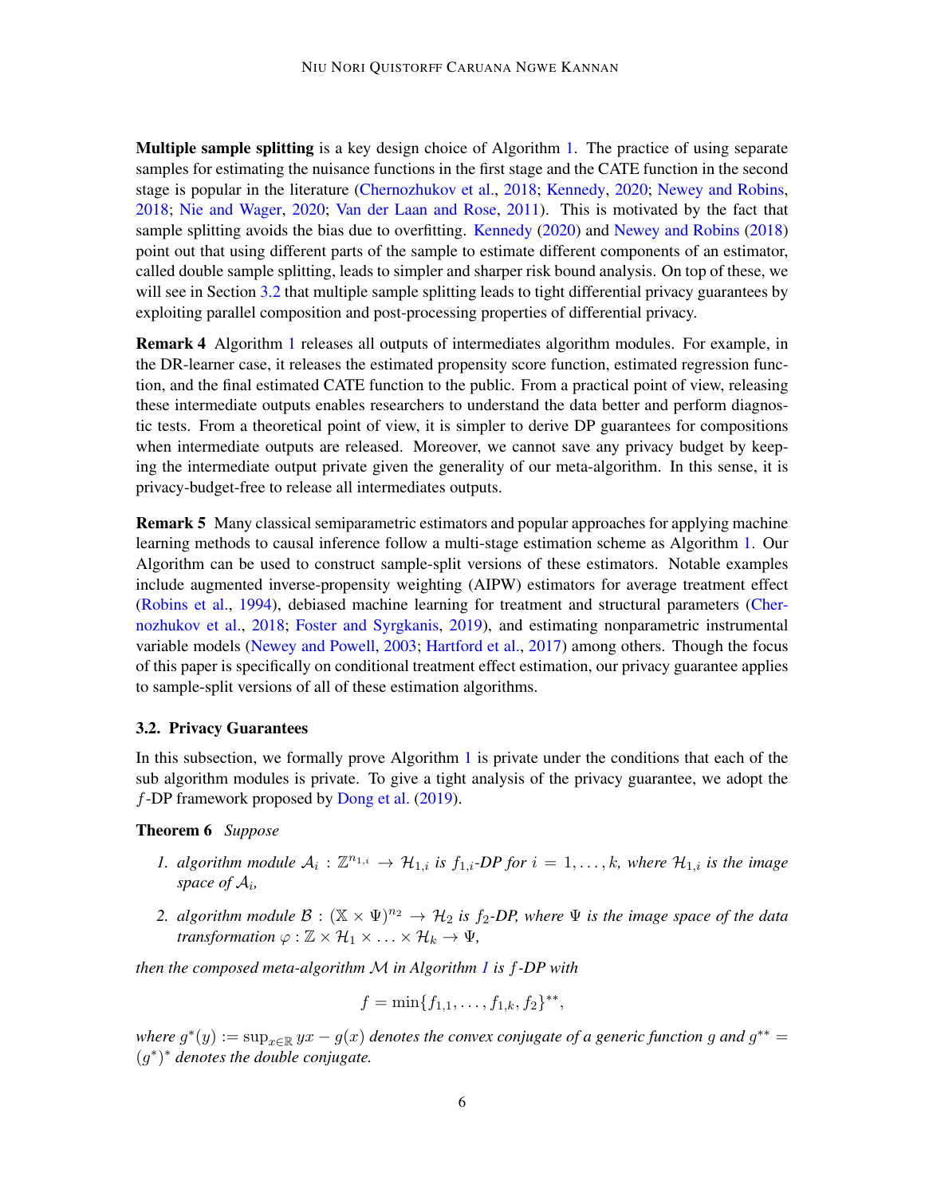**Multiple sample splitting** is a key design choice of Algorithm 1. The practice of using separate samples for estimating the nuisance functions in the first stage and the CATE function in the second stage is popular in the literature (Chernozhukov et al., 2018; Kennedy, 2020; Newey and Robins, 2018; Nie and Wager, 2020; Van der Laan and Rose, 2011). This is motivated by the fact that sample splitting avoids the bias due to overfitting. Kennedy (2020) and Newey and Robins (2018) point out that using different parts of the sample to estimate different components of an estimator, called double sample splitting, leads to simpler and sharper risk bound analysis. On top of these, we will see in Section 3.2 that multiple sample splitting leads to tight differential privacy guarantees by exploiting parallel composition and post-processing properties of differential privacy.

**Remark 4** Algorithm 1 releases all outputs of intermediates algorithm modules. For example, in the DR-learner case, it releases the estimated propensity score function, estimated regression function, and the final estimated CATE function to the public. From a practical point of view, releasing these intermediate outputs enables researchers to understand the data better and perform diagnostic tests. From a theoretical point of view, it is simpler to derive DP guarantees for compositions when intermediate outputs are released. Moreover, we cannot save any privacy budget by keeping the intermediate output private given the generality of our meta-algorithm. In this sense, it is privacy-budget-free to release all intermediates outputs.

**Remark 5** Many classical semiparametric estimators and popular approaches for applying machine learning methods to causal inference follow a multi-stage estimation scheme as Algorithm 1. Our Algorithm can be used to construct sample-split versions of these estimators. Notable examples include augmented inverse-propensity weighting (AIPW) estimators for average treatment effect (Robins et al., 1994), debiased machine learning for treatment and structural parameters (Chernozhukov et al., 2018; Foster and Syrgkanis, 2019), and estimating nonparametric instrumental variable models (Newey and Powell, 2003; Hartford et al., 2017) among others. Though the focus of this paper is specifically on conditional treatment effect estimation, our privacy guarantee applies to sample-split versions of all of these estimation algorithms.

### 3.2. Privacy Guarantees

In this subsection, we formally prove Algorithm 1 is private under the conditions that each of the sub algorithm modules is private. To give a tight analysis of the privacy guarantee, we adopt the $f$-DP framework proposed by Dong et al. (2019).

**Theorem 6** *Suppose*

1. *algorithm module $\mathcal{A}_i : \mathbb{Z}^{n_{1,i}} \to \mathcal{H}_{1,i}$ is $f_{1,i}$-DP for $i = 1, \ldots, k$, where $\mathcal{H}_{1,i}$ is the image space of $\mathcal{A}_i$,*
2. *algorithm module $\mathcal{B} : (\mathbb{X} \times \Psi)^{n_2} \to \mathcal{H}_2$ is $f_2$-DP, where $\Psi$ is the image space of the data transformation $\varphi : \mathbb{Z} \times \mathcal{H}_1 \times \ldots \times \mathcal{H}_k \to \Psi$,*

*then the composed meta-algorithm $\mathcal{M}$ in Algorithm 1 is $f$-DP with*

$$f = \min\{f_{1,1}, \ldots, f_{1,k}, f_2\}^{**},$$

*where $g^*(y) := \sup_{x \in \mathbb{R}} yx - g(x)$ denotes the convex conjugate of a generic function $g$ and $g^{**} = (g^*)^*$ denotes the double conjugate.*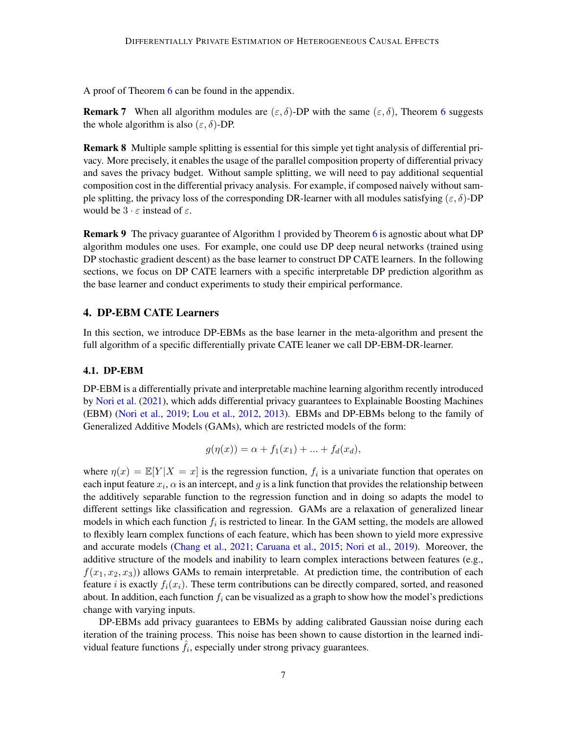A proof of Theorem 6 can be found in the appendix.

**Remark 7** When all algorithm modules are $(\varepsilon, \delta)$-DP with the same $(\varepsilon, \delta)$, Theorem 6 suggests the whole algorithm is also $(\varepsilon, \delta)$-DP.

**Remark 8** Multiple sample splitting is essential for this simple yet tight analysis of differential privacy. More precisely, it enables the usage of the parallel composition property of differential privacy and saves the privacy budget. Without sample splitting, we will need to pay additional sequential composition cost in the differential privacy analysis. For example, if composed naively without sample splitting, the privacy loss of the corresponding DR-learner with all modules satisfying $(\varepsilon, \delta)$-DP would be $3 \cdot \varepsilon$ instead of $\varepsilon$.

**Remark 9** The privacy guarantee of Algorithm 1 provided by Theorem 6 is agnostic about what DP algorithm modules one uses. For example, one could use DP deep neural networks (trained using DP stochastic gradient descent) as the base learner to construct DP CATE learners. In the following sections, we focus on DP CATE learners with a specific interpretable DP prediction algorithm as the base learner and conduct experiments to study their empirical performance.

## 4. DP-EBM CATE Learners

In this section, we introduce DP-EBMs as the base learner in the meta-algorithm and present the full algorithm of a specific differentially private CATE leaner we call DP-EBM-DR-learner.

### 4.1. DP-EBM

DP-EBM is a differentially private and interpretable machine learning algorithm recently introduced by Nori et al. (2021), which adds differential privacy guarantees to Explainable Boosting Machines (EBM) (Nori et al., 2019; Lou et al., 2012, 2013). EBMs and DP-EBMs belong to the family of Generalized Additive Models (GAMs), which are restricted models of the form:

$$g(\eta(x)) = \alpha + f_1(x_1) + ... + f_d(x_d),$$

where $\eta(x) = \mathbb{E}[Y|X = x]$ is the regression function, $f_i$ is a univariate function that operates on each input feature $x_i$, $\alpha$ is an intercept, and $g$ is a link function that provides the relationship between the additively separable function to the regression function and in doing so adapts the model to different settings like classification and regression. GAMs are a relaxation of generalized linear models in which each function $f_i$ is restricted to linear. In the GAM setting, the models are allowed to flexibly learn complex functions of each feature, which has been shown to yield more expressive and accurate models (Chang et al., 2021; Caruana et al., 2015; Nori et al., 2019). Moreover, the additive structure of the models and inability to learn complex interactions between features (e.g., $f(x_1, x_2, x_3)$) allows GAMs to remain interpretable. At prediction time, the contribution of each feature $i$ is exactly $f_i(x_i)$. These term contributions can be directly compared, sorted, and reasoned about. In addition, each function $f_i$ can be visualized as a graph to show how the model's predictions change with varying inputs.

DP-EBMs add privacy guarantees to EBMs by adding calibrated Gaussian noise during each iteration of the training process. This noise has been shown to cause distortion in the learned individual feature functions $\hat{f}_i$, especially under strong privacy guarantees.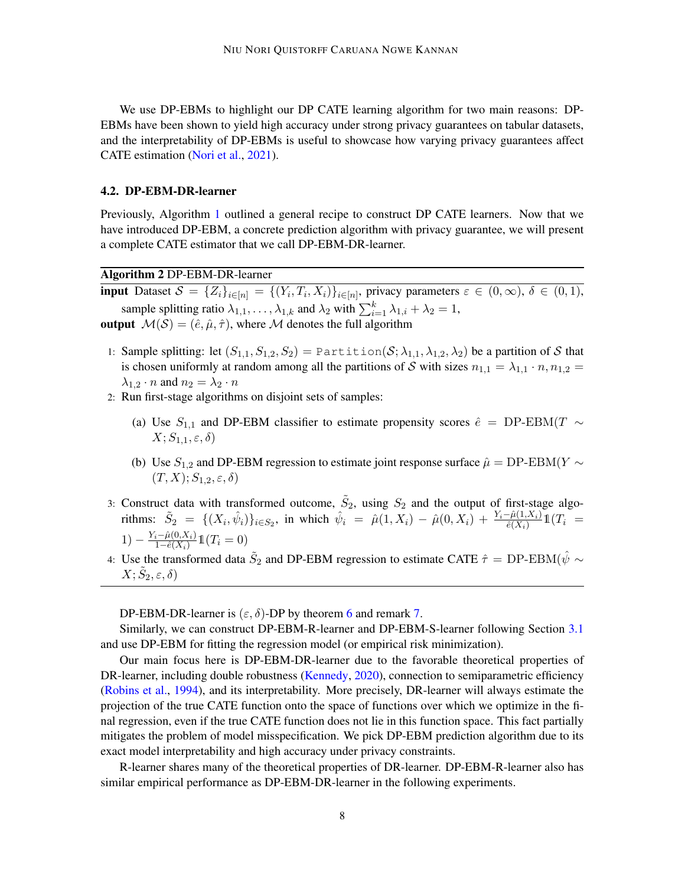We use DP-EBMs to highlight our DP CATE learning algorithm for two main reasons: DP-EBMs have been shown to yield high accuracy under strong privacy guarantees on tabular datasets, and the interpretability of DP-EBMs is useful to showcase how varying privacy guarantees affect CATE estimation (Nori et al., 2021).

### 4.2. DP-EBM-DR-learner

Previously, Algorithm 1 outlined a general recipe to construct DP CATE learners. Now that we have introduced DP-EBM, a concrete prediction algorithm with privacy guarantee, we will present a complete CATE estimator that we call DP-EBM-DR-learner.

---

**Algorithm 2** DP-EBM-DR-learner

---

**input** Dataset $\mathcal{S} = \{Z_i\}_{i\in[n]} = \{(Y_i, T_i, X_i)\}_{i\in[n]}$, privacy parameters $\varepsilon \in (0, \infty)$, $\delta \in (0, 1)$, sample splitting ratio $\lambda_{1,1}, \ldots, \lambda_{1,k}$ and $\lambda_2$ with $\sum_{i=1}^{k} \lambda_{1,i} + \lambda_2 = 1$,

**output** $\mathcal{M}(\mathcal{S}) = (\hat{e}, \hat{\mu}, \hat{\tau})$, where $\mathcal{M}$ denotes the full algorithm

1. Sample splitting: let $(S_{1,1}, S_{1,2}, S_2) = \texttt{Partition}(\mathcal{S}; \lambda_{1,1}, \lambda_{1,2}, \lambda_2)$ be a partition of $\mathcal{S}$ that is chosen uniformly at random among all the partitions of $\mathcal{S}$ with sizes $n_{1,1} = \lambda_{1,1} \cdot n, n_{1,2} = \lambda_{1,2} \cdot n$ and $n_2 = \lambda_2 \cdot n$
2. Run first-stage algorithms on disjoint sets of samples:
   (a) Use $S_{1,1}$ and DP-EBM classifier to estimate propensity scores $\hat{e} = \text{DP-EBM}(T \sim X; S_{1,1}, \varepsilon, \delta)$
   (b) Use $S_{1,2}$ and DP-EBM regression to estimate joint response surface $\hat{\mu} = \text{DP-EBM}(Y \sim (T, X); S_{1,2}, \varepsilon, \delta)$
3. Construct data with transformed outcome, $\tilde{S}_2$, using $S_2$ and the output of first-stage algorithms: $\tilde{S}_2 = \{(X_i, \hat{\psi}_i)\}_{i\in S_2}$, in which $\hat{\psi}_i = \hat{\mu}(1, X_i) - \hat{\mu}(0, X_i) + \frac{Y_i - \hat{\mu}(1,X_i)}{\hat{e}(X_i)} \mathbb{1}(T_i = 1) - \frac{Y_i - \hat{\mu}(0,X_i)}{1-\hat{e}(X_i)} \mathbb{1}(T_i = 0)$
4. Use the transformed data $\tilde{S}_2$ and DP-EBM regression to estimate CATE $\hat{\tau} = \text{DP-EBM}(\hat{\psi} \sim X; \tilde{S}_2, \varepsilon, \delta)$

---

DP-EBM-DR-learner is $(\varepsilon, \delta)$-DP by theorem 6 and remark 7.

Similarly, we can construct DP-EBM-R-learner and DP-EBM-S-learner following Section 3.1 and use DP-EBM for fitting the regression model (or empirical risk minimization).

Our main focus here is DP-EBM-DR-learner due to the favorable theoretical properties of DR-learner, including double robustness (Kennedy, 2020), connection to semiparametric efficiency (Robins et al., 1994), and its interpretability. More precisely, DR-learner will always estimate the projection of the true CATE function onto the space of functions over which we optimize in the final regression, even if the true CATE function does not lie in this function space. This fact partially mitigates the problem of model misspecification. We pick DP-EBM prediction algorithm due to its exact model interpretability and high accuracy under privacy constraints.

R-learner shares many of the theoretical properties of DR-learner. DP-EBM-R-learner also has similar empirical performance as DP-EBM-DR-learner in the following experiments.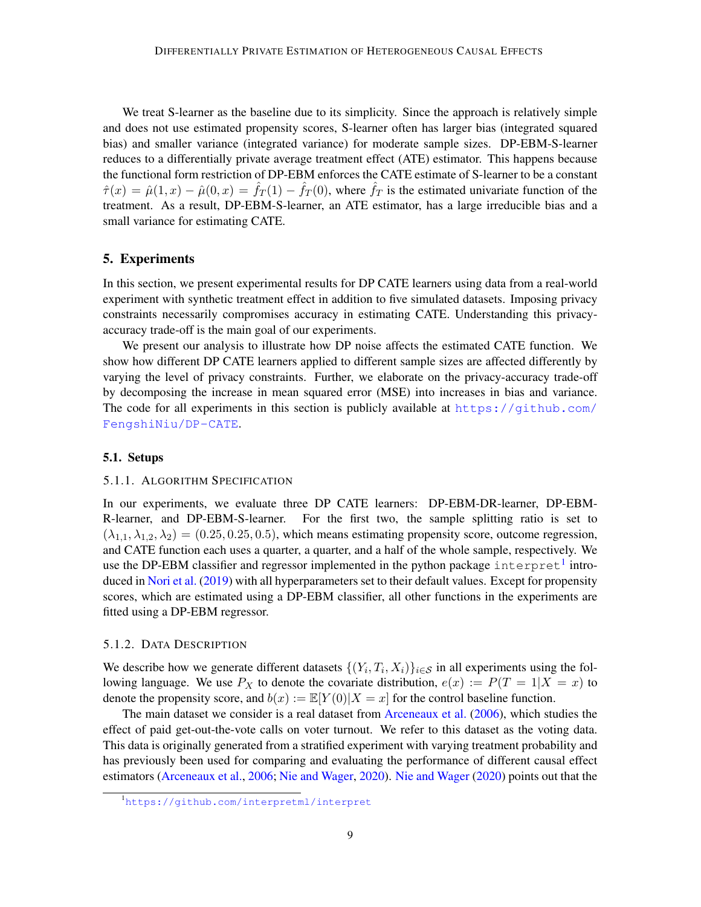We treat S-learner as the baseline due to its simplicity. Since the approach is relatively simple and does not use estimated propensity scores, S-learner often has larger bias (integrated squared bias) and smaller variance (integrated variance) for moderate sample sizes. DP-EBM-S-learner reduces to a differentially private average treatment effect (ATE) estimator. This happens because the functional form restriction of DP-EBM enforces the CATE estimate of S-learner to be a constant $\hat{\tau}(x) = \hat{\mu}(1, x) - \hat{\mu}(0, x) = \hat{f}_T(1) - \hat{f}_T(0)$, where $\hat{f}_T$ is the estimated univariate function of the treatment. As a result, DP-EBM-S-learner, an ATE estimator, has a large irreducible bias and a small variance for estimating CATE.

## 5. Experiments

In this section, we present experimental results for DP CATE learners using data from a real-world experiment with synthetic treatment effect in addition to five simulated datasets. Imposing privacy constraints necessarily compromises accuracy in estimating CATE. Understanding this privacy-accuracy trade-off is the main goal of our experiments.

We present our analysis to illustrate how DP noise affects the estimated CATE function. We show how different DP CATE learners applied to different sample sizes are affected differently by varying the level of privacy constraints. Further, we elaborate on the privacy-accuracy trade-off by decomposing the increase in mean squared error (MSE) into increases in bias and variance. The code for all experiments in this section is publicly available at https://github.com/FengshiNiu/DP-CATE.

### 5.1. Setups

#### 5.1.1. Algorithm Specification

In our experiments, we evaluate three DP CATE learners: DP-EBM-DR-learner, DP-EBM-R-learner, and DP-EBM-S-learner. For the first two, the sample splitting ratio is set to $(\lambda_{1,1}, \lambda_{1,2}, \lambda_2) = (0.25, 0.25, 0.5)$, which means estimating propensity score, outcome regression, and CATE function each uses a quarter, a quarter, and a half of the whole sample, respectively. We use the DP-EBM classifier and regressor implemented in the python package `interpret`[1] introduced in Nori et al. (2019) with all hyperparameters set to their default values. Except for propensity scores, which are estimated using a DP-EBM classifier, all other functions in the experiments are fitted using a DP-EBM regressor.

#### 5.1.2. Data Description

We describe how we generate different datasets $\{(Y_i, T_i, X_i)\}_{i \in \mathcal{S}}$ in all experiments using the following language. We use $P_X$ to denote the covariate distribution, $e(x) := P(T = 1|X = x)$ to denote the propensity score, and $b(x) := \mathbb{E}[Y(0)|X = x]$ for the control baseline function.

The main dataset we consider is a real dataset from Arceneaux et al. (2006), which studies the effect of paid get-out-the-vote calls on voter turnout. We refer to this dataset as the voting data. This data is originally generated from a stratified experiment with varying treatment probability and has previously been used for comparing and evaluating the performance of different causal effect estimators (Arceneaux et al., 2006; Nie and Wager, 2020). Nie and Wager (2020) points out that the

[1] https://github.com/interpretml/interpret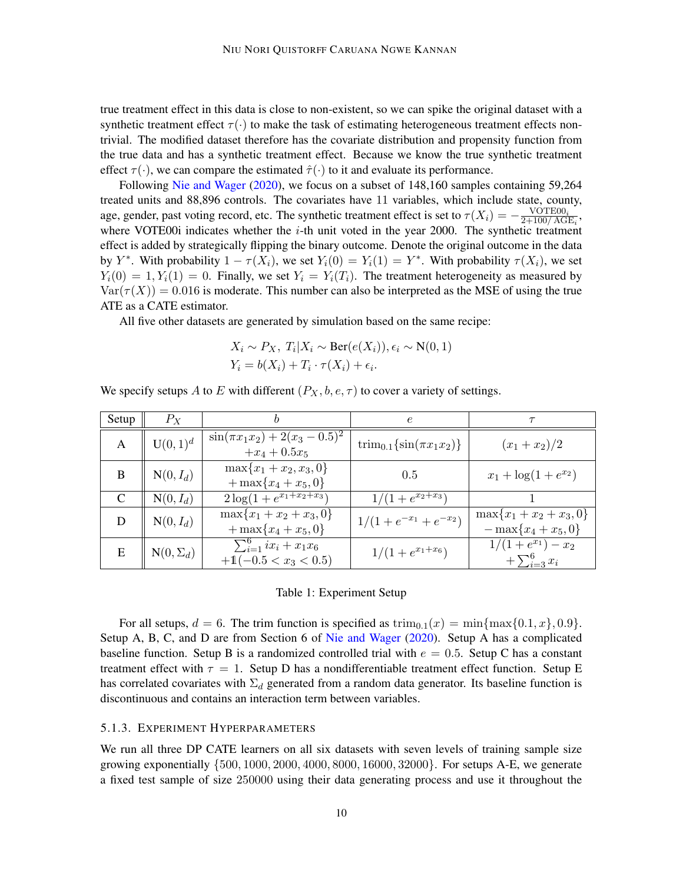true treatment effect in this data is close to non-existent, so we can spike the original dataset with a synthetic treatment effect $\tau(\cdot)$ to make the task of estimating heterogeneous treatment effects non-trivial. The modified dataset therefore has the covariate distribution and propensity function from the true data and has a synthetic treatment effect. Because we know the true synthetic treatment effect $\tau(\cdot)$, we can compare the estimated $\hat{\tau}(\cdot)$ to it and evaluate its performance.

Following Nie and Wager (2020), we focus on a subset of 148,160 samples containing 59,264 treated units and 88,896 controls. The covariates have 11 variables, which include state, county, age, gender, past voting record, etc. The synthetic treatment effect is set to $\tau(X_i) = -\frac{\text{VOTE00}_i}{2+100/\text{AGE}_i}$, where VOTE00i indicates whether the $i$-th unit voted in the year 2000. The synthetic treatment effect is added by strategically flipping the binary outcome. Denote the original outcome in the data by $Y^*$. With probability $1 - \tau(X_i)$, we set $Y_i(0) = Y_i(1) = Y^*$. With probability $\tau(X_i)$, we set $Y_i(0) = 1, Y_i(1) = 0$. Finally, we set $Y_i = Y_i(T_i)$. The treatment heterogeneity as measured by $\text{Var}(\tau(X)) = 0.016$ is moderate. This number can also be interpreted as the MSE of using the true ATE as a CATE estimator.

All five other datasets are generated by simulation based on the same recipe:

$$X_i \sim P_X,\ T_i|X_i \sim \text{Ber}(e(X_i)), \epsilon_i \sim \text{N}(0,1)$$
$$Y_i = b(X_i) + T_i \cdot \tau(X_i) + \epsilon_i.$$

We specify setups $A$ to $E$ with different $(P_X, b, e, \tau)$ to cover a variety of settings.

| Setup | $P_X$ | $b$ | $e$ | $\tau$ |
|---|---|---|---|---|
| A | $\text{U}(0,1)^d$ | $\sin(\pi x_1 x_2) + 2(x_3 - 0.5)^2 + x_4 + 0.5x_5$ | $\text{trim}_{0.1}\{\sin(\pi x_1 x_2)\}$ | $(x_1 + x_2)/2$ |
| B | $\text{N}(0, I_d)$ | $\max\{x_1 + x_2, x_3, 0\} + \max\{x_4 + x_5, 0\}$ | $0.5$ | $x_1 + \log(1 + e^{x_2})$ |
| C | $\text{N}(0, I_d)$ | $2\log(1 + e^{x_1+x_2+x_3})$ | $1/(1 + e^{x_2+x_3})$ | $1$ |
| D | $\text{N}(0, I_d)$ | $\max\{x_1 + x_2 + x_3, 0\} + \max\{x_4 + x_5, 0\}$ | $1/(1 + e^{-x_1} + e^{-x_2})$ | $\max\{x_1 + x_2 + x_3, 0\} - \max\{x_4 + x_5, 0\}$ |
| E | $\text{N}(0, \Sigma_d)$ | $\sum_{i=1}^{6} i x_i + x_1 x_6 + \mathbb{1}(-0.5 < x_3 < 0.5)$ | $1/(1 + e^{x_1+x_6})$ | $1/(1 + e^{x_1}) - x_2 + \sum_{i=3}^{6} x_i$ |

Table 1: Experiment Setup

For all setups, $d = 6$. The trim function is specified as $\text{trim}_{0.1}(x) = \min\{\max\{0.1, x\}, 0.9\}$. Setup A, B, C, and D are from Section 6 of Nie and Wager (2020). Setup A has a complicated baseline function. Setup B is a randomized controlled trial with $e = 0.5$. Setup C has a constant treatment effect with $\tau = 1$. Setup D has a nondifferentiable treatment effect function. Setup E has correlated covariates with $\Sigma_d$ generated from a random data generator. Its baseline function is discontinuous and contains an interaction term between variables.

### 5.1.3. Experiment Hyperparameters

We run all three DP CATE learners on all six datasets with seven levels of training sample size growing exponentially $\{500, 1000, 2000, 4000, 8000, 16000, 32000\}$. For setups A-E, we generate a fixed test sample of size 250000 using their data generating process and use it throughout the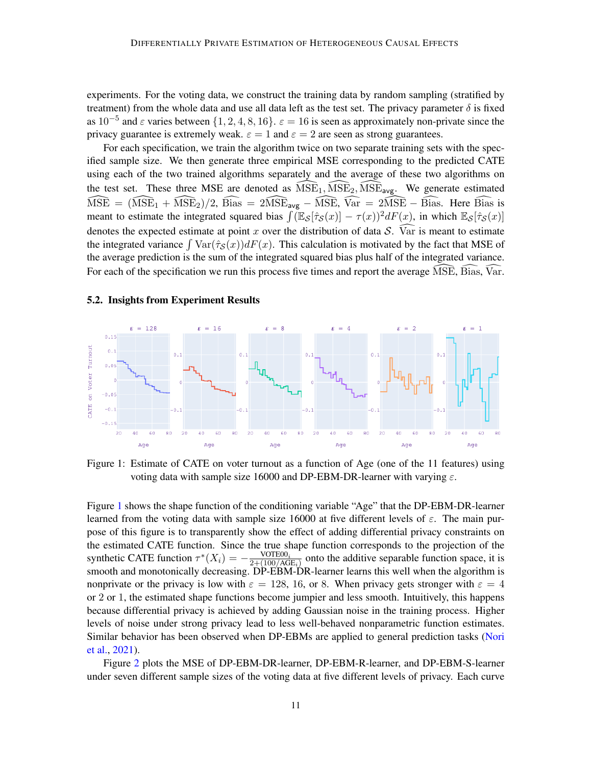experiments. For the voting data, we construct the training data by random sampling (stratified by treatment) from the whole data and use all data left as the test set. The privacy parameter $\delta$ is fixed as $10^{-5}$ and $\varepsilon$ varies between $\{1, 2, 4, 8, 16\}$. $\varepsilon = 16$ is seen as approximately non-private since the privacy guarantee is extremely weak. $\varepsilon = 1$ and $\varepsilon = 2$ are seen as strong guarantees.

For each specification, we train the algorithm twice on two separate training sets with the specified sample size. We then generate three empirical MSE corresponding to the predicted CATE using each of the two trained algorithms separately and the average of these two algorithms on the test set. These three MSE are denoted as $\widehat{\text{MSE}}_1, \widehat{\text{MSE}}_2, \widehat{\text{MSE}}_{\text{avg}}$. We generate estimated $\widehat{\text{MSE}} = (\widehat{\text{MSE}}_1 + \widehat{\text{MSE}}_2)/2$, $\widehat{\text{Bias}} = 2\widehat{\text{MSE}}_{\text{avg}} - \widehat{\text{MSE}}$, $\widehat{\text{Var}} = 2\widehat{\text{MSE}} - \widehat{\text{Bias}}$. Here $\widehat{\text{Bias}}$ is meant to estimate the integrated squared bias $\int (\mathbb{E}_{\mathcal{S}}[\hat{\tau}_{\mathcal{S}}(x)] - \tau(x))^2 dF(x)$, in which $\mathbb{E}_{\mathcal{S}}[\hat{\tau}_{\mathcal{S}}(x)]$ denotes the expected estimate at point $x$ over the distribution of data $\mathcal{S}$. $\widehat{\text{Var}}$ is meant to estimate the integrated variance $\int \text{Var}(\hat{\tau}_{\mathcal{S}}(x)) dF(x)$. This calculation is motivated by the fact that MSE of the average prediction is the sum of the integrated squared bias plus half of the integrated variance. For each of the specification we run this process five times and report the average $\widehat{\text{MSE}}$, $\widehat{\text{Bias}}$, $\widehat{\text{Var}}$.

### 5.2. Insights from Experiment Results

Figure 1: Estimate of CATE on voter turnout as a function of Age (one of the 11 features) using voting data with sample size 16000 and DP-EBM-DR-learner with varying $\varepsilon$.

Figure 1 shows the shape function of the conditioning variable "Age" that the DP-EBM-DR-learner learned from the voting data with sample size 16000 at five different levels of $\varepsilon$. The main purpose of this figure is to transparently show the effect of adding differential privacy constraints on the estimated CATE function. Since the true shape function corresponds to the projection of the synthetic CATE function $\tau^*(X_i) = -\frac{\text{VOTE00}_i}{2+(100/\text{AGE}_i)}$ onto the additive separable function space, it is smooth and monotonically decreasing. DP-EBM-DR-learner learns this well when the algorithm is nonprivate or the privacy is low with $\varepsilon = 128$, 16, or 8. When privacy gets stronger with $\varepsilon = 4$ or 2 or 1, the estimated shape functions become jumpier and less smooth. Intuitively, this happens because differential privacy is achieved by adding Gaussian noise in the training process. Higher levels of noise under strong privacy lead to less well-behaved nonparametric function estimates. Similar behavior has been observed when DP-EBMs are applied to general prediction tasks (Nori et al., 2021).

Figure 2 plots the MSE of DP-EBM-DR-learner, DP-EBM-R-learner, and DP-EBM-S-learner under seven different sample sizes of the voting data at five different levels of privacy. Each curve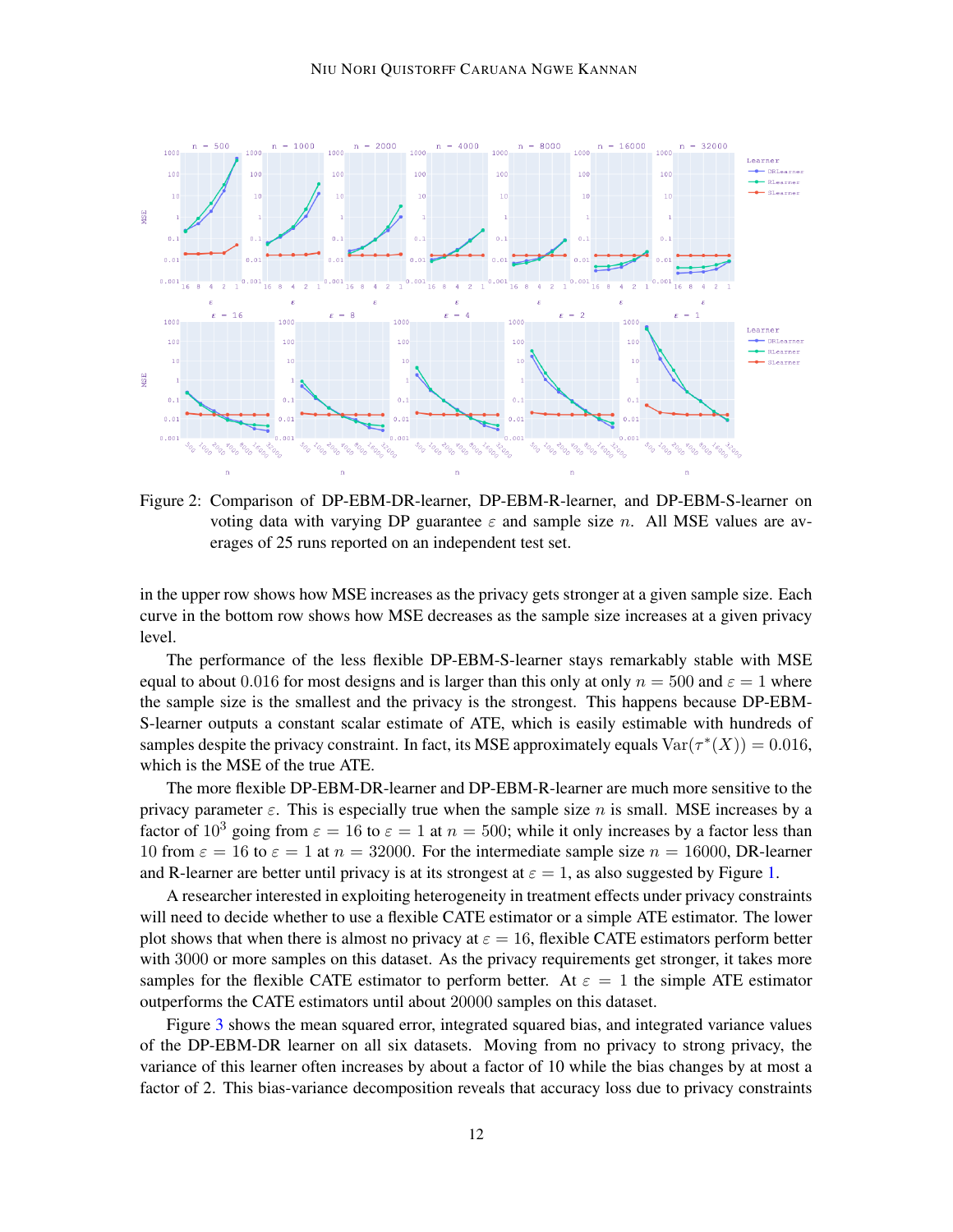Figure 2: Comparison of DP-EBM-DR-learner, DP-EBM-R-learner, and DP-EBM-S-learner on voting data with varying DP guarantee $\varepsilon$ and sample size $n$. All MSE values are averages of 25 runs reported on an independent test set.

in the upper row shows how MSE increases as the privacy gets stronger at a given sample size. Each curve in the bottom row shows how MSE decreases as the sample size increases at a given privacy level.

The performance of the less flexible DP-EBM-S-learner stays remarkably stable with MSE equal to about $0.016$ for most designs and is larger than this only at only $n = 500$ and $\varepsilon = 1$ where the sample size is the smallest and the privacy is the strongest. This happens because DP-EBM-S-learner outputs a constant scalar estimate of ATE, which is easily estimable with hundreds of samples despite the privacy constraint. In fact, its MSE approximately equals $\mathrm{Var}(\tau^*(X)) = 0.016$, which is the MSE of the true ATE.

The more flexible DP-EBM-DR-learner and DP-EBM-R-learner are much more sensitive to the privacy parameter $\varepsilon$. This is especially true when the sample size $n$ is small. MSE increases by a factor of $10^3$ going from $\varepsilon = 16$ to $\varepsilon = 1$ at $n = 500$; while it only increases by a factor less than 10 from $\varepsilon = 16$ to $\varepsilon = 1$ at $n = 32000$. For the intermediate sample size $n = 16000$, DR-learner and R-learner are better until privacy is at its strongest at $\varepsilon = 1$, as also suggested by Figure 1.

A researcher interested in exploiting heterogeneity in treatment effects under privacy constraints will need to decide whether to use a flexible CATE estimator or a simple ATE estimator. The lower plot shows that when there is almost no privacy at $\varepsilon = 16$, flexible CATE estimators perform better with 3000 or more samples on this dataset. As the privacy requirements get stronger, it takes more samples for the flexible CATE estimator to perform better. At $\varepsilon = 1$ the simple ATE estimator outperforms the CATE estimators until about 20000 samples on this dataset.

Figure 3 shows the mean squared error, integrated squared bias, and integrated variance values of the DP-EBM-DR learner on all six datasets. Moving from no privacy to strong privacy, the variance of this learner often increases by about a factor of 10 while the bias changes by at most a factor of 2. This bias-variance decomposition reveals that accuracy loss due to privacy constraints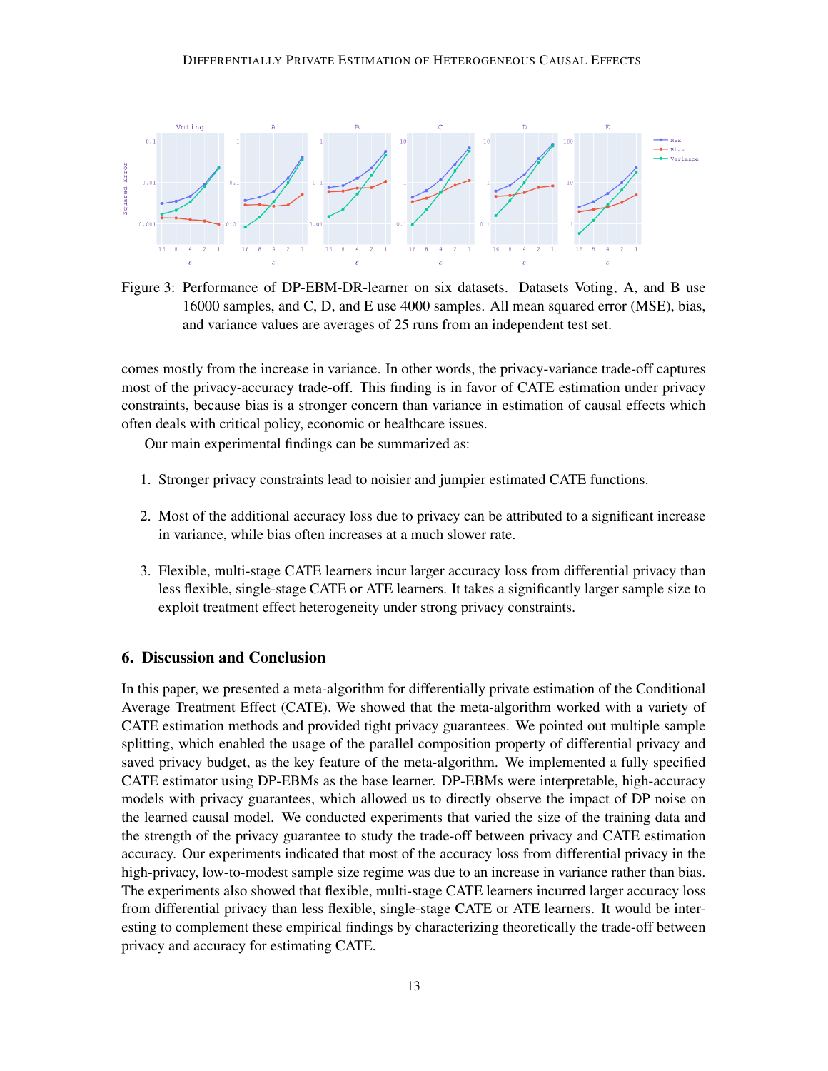Figure 3: Performance of DP-EBM-DR-learner on six datasets. Datasets Voting, A, and B use 16000 samples, and C, D, and E use 4000 samples. All mean squared error (MSE), bias, and variance values are averages of 25 runs from an independent test set.

comes mostly from the increase in variance. In other words, the privacy-variance trade-off captures most of the privacy-accuracy trade-off. This finding is in favor of CATE estimation under privacy constraints, because bias is a stronger concern than variance in estimation of causal effects which often deals with critical policy, economic or healthcare issues.

Our main experimental findings can be summarized as:

1. Stronger privacy constraints lead to noisier and jumpier estimated CATE functions.
2. Most of the additional accuracy loss due to privacy can be attributed to a significant increase in variance, while bias often increases at a much slower rate.
3. Flexible, multi-stage CATE learners incur larger accuracy loss from differential privacy than less flexible, single-stage CATE or ATE learners. It takes a significantly larger sample size to exploit treatment effect heterogeneity under strong privacy constraints.

## 6. Discussion and Conclusion

In this paper, we presented a meta-algorithm for differentially private estimation of the Conditional Average Treatment Effect (CATE). We showed that the meta-algorithm worked with a variety of CATE estimation methods and provided tight privacy guarantees. We pointed out multiple sample splitting, which enabled the usage of the parallel composition property of differential privacy and saved privacy budget, as the key feature of the meta-algorithm. We implemented a fully specified CATE estimator using DP-EBMs as the base learner. DP-EBMs were interpretable, high-accuracy models with privacy guarantees, which allowed us to directly observe the impact of DP noise on the learned causal model. We conducted experiments that varied the size of the training data and the strength of the privacy guarantee to study the trade-off between privacy and CATE estimation accuracy. Our experiments indicated that most of the accuracy loss from differential privacy in the high-privacy, low-to-modest sample size regime was due to an increase in variance rather than bias. The experiments also showed that flexible, multi-stage CATE learners incurred larger accuracy loss from differential privacy than less flexible, single-stage CATE or ATE learners. It would be interesting to complement these empirical findings by characterizing theoretically the trade-off between privacy and accuracy for estimating CATE.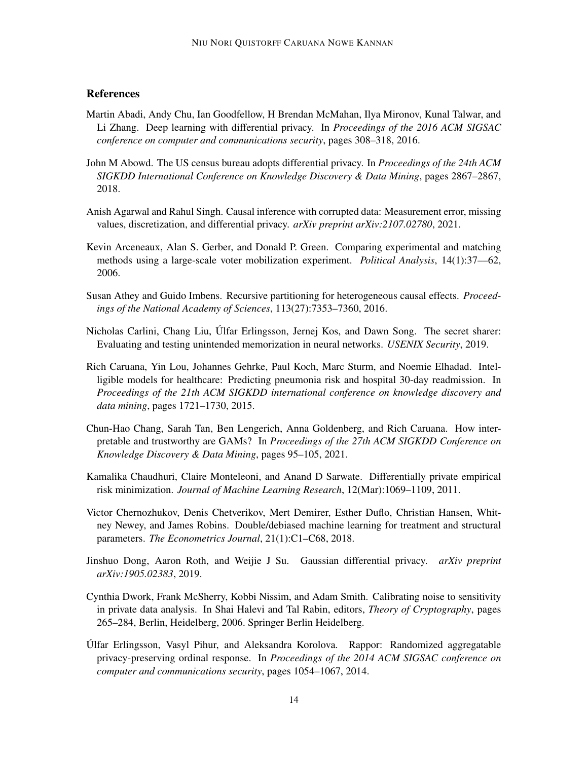## References

Martin Abadi, Andy Chu, Ian Goodfellow, H Brendan McMahan, Ilya Mironov, Kunal Talwar, and Li Zhang. Deep learning with differential privacy. In *Proceedings of the 2016 ACM SIGSAC conference on computer and communications security*, pages 308–318, 2016.

John M Abowd. The US census bureau adopts differential privacy. In *Proceedings of the 24th ACM SIGKDD International Conference on Knowledge Discovery & Data Mining*, pages 2867–2867, 2018.

Anish Agarwal and Rahul Singh. Causal inference with corrupted data: Measurement error, missing values, discretization, and differential privacy. *arXiv preprint arXiv:2107.02780*, 2021.

Kevin Arceneaux, Alan S. Gerber, and Donald P. Green. Comparing experimental and matching methods using a large-scale voter mobilization experiment. *Political Analysis*, 14(1):37—62, 2006.

Susan Athey and Guido Imbens. Recursive partitioning for heterogeneous causal effects. *Proceedings of the National Academy of Sciences*, 113(27):7353–7360, 2016.

Nicholas Carlini, Chang Liu, Úlfar Erlingsson, Jernej Kos, and Dawn Song. The secret sharer: Evaluating and testing unintended memorization in neural networks. *USENIX Security*, 2019.

Rich Caruana, Yin Lou, Johannes Gehrke, Paul Koch, Marc Sturm, and Noemie Elhadad. Intelligible models for healthcare: Predicting pneumonia risk and hospital 30-day readmission. In *Proceedings of the 21th ACM SIGKDD international conference on knowledge discovery and data mining*, pages 1721–1730, 2015.

Chun-Hao Chang, Sarah Tan, Ben Lengerich, Anna Goldenberg, and Rich Caruana. How interpretable and trustworthy are GAMs? In *Proceedings of the 27th ACM SIGKDD Conference on Knowledge Discovery & Data Mining*, pages 95–105, 2021.

Kamalika Chaudhuri, Claire Monteleoni, and Anand D Sarwate. Differentially private empirical risk minimization. *Journal of Machine Learning Research*, 12(Mar):1069–1109, 2011.

Victor Chernozhukov, Denis Chetverikov, Mert Demirer, Esther Duflo, Christian Hansen, Whitney Newey, and James Robins. Double/debiased machine learning for treatment and structural parameters. *The Econometrics Journal*, 21(1):C1–C68, 2018.

Jinshuo Dong, Aaron Roth, and Weijie J Su. Gaussian differential privacy. *arXiv preprint arXiv:1905.02383*, 2019.

Cynthia Dwork, Frank McSherry, Kobbi Nissim, and Adam Smith. Calibrating noise to sensitivity in private data analysis. In Shai Halevi and Tal Rabin, editors, *Theory of Cryptography*, pages 265–284, Berlin, Heidelberg, 2006. Springer Berlin Heidelberg.

Úlfar Erlingsson, Vasyl Pihur, and Aleksandra Korolova. Rappor: Randomized aggregatable privacy-preserving ordinal response. In *Proceedings of the 2014 ACM SIGSAC conference on computer and communications security*, pages 1054–1067, 2014.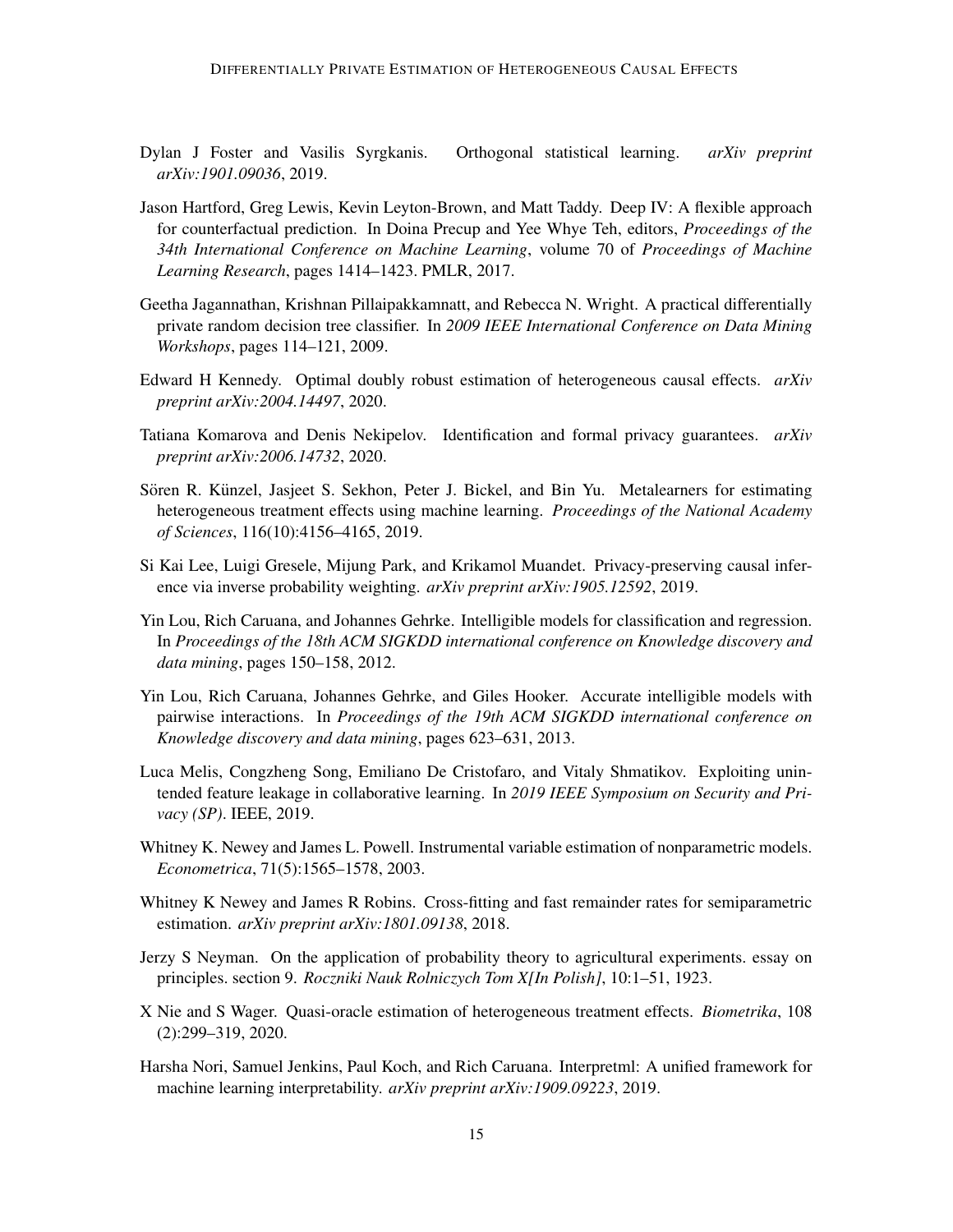Dylan J Foster and Vasilis Syrgkanis. Orthogonal statistical learning. *arXiv preprint arXiv:1901.09036*, 2019.

Jason Hartford, Greg Lewis, Kevin Leyton-Brown, and Matt Taddy. Deep IV: A flexible approach for counterfactual prediction. In Doina Precup and Yee Whye Teh, editors, *Proceedings of the 34th International Conference on Machine Learning*, volume 70 of *Proceedings of Machine Learning Research*, pages 1414–1423. PMLR, 2017.

Geetha Jagannathan, Krishnan Pillaipakkamnatt, and Rebecca N. Wright. A practical differentially private random decision tree classifier. In *2009 IEEE International Conference on Data Mining Workshops*, pages 114–121, 2009.

Edward H Kennedy. Optimal doubly robust estimation of heterogeneous causal effects. *arXiv preprint arXiv:2004.14497*, 2020.

Tatiana Komarova and Denis Nekipelov. Identification and formal privacy guarantees. *arXiv preprint arXiv:2006.14732*, 2020.

Sören R. Künzel, Jasjeet S. Sekhon, Peter J. Bickel, and Bin Yu. Metalearners for estimating heterogeneous treatment effects using machine learning. *Proceedings of the National Academy of Sciences*, 116(10):4156–4165, 2019.

Si Kai Lee, Luigi Gresele, Mijung Park, and Krikamol Muandet. Privacy-preserving causal inference via inverse probability weighting. *arXiv preprint arXiv:1905.12592*, 2019.

Yin Lou, Rich Caruana, and Johannes Gehrke. Intelligible models for classification and regression. In *Proceedings of the 18th ACM SIGKDD international conference on Knowledge discovery and data mining*, pages 150–158, 2012.

Yin Lou, Rich Caruana, Johannes Gehrke, and Giles Hooker. Accurate intelligible models with pairwise interactions. In *Proceedings of the 19th ACM SIGKDD international conference on Knowledge discovery and data mining*, pages 623–631, 2013.

Luca Melis, Congzheng Song, Emiliano De Cristofaro, and Vitaly Shmatikov. Exploiting unintended feature leakage in collaborative learning. In *2019 IEEE Symposium on Security and Privacy (SP)*. IEEE, 2019.

Whitney K. Newey and James L. Powell. Instrumental variable estimation of nonparametric models. *Econometrica*, 71(5):1565–1578, 2003.

Whitney K Newey and James R Robins. Cross-fitting and fast remainder rates for semiparametric estimation. *arXiv preprint arXiv:1801.09138*, 2018.

Jerzy S Neyman. On the application of probability theory to agricultural experiments. essay on principles. section 9. *Roczniki Nauk Rolniczych Tom X[In Polish]*, 10:1–51, 1923.

X Nie and S Wager. Quasi-oracle estimation of heterogeneous treatment effects. *Biometrika*, 108 (2):299–319, 2020.

Harsha Nori, Samuel Jenkins, Paul Koch, and Rich Caruana. Interpretml: A unified framework for machine learning interpretability. *arXiv preprint arXiv:1909.09223*, 2019.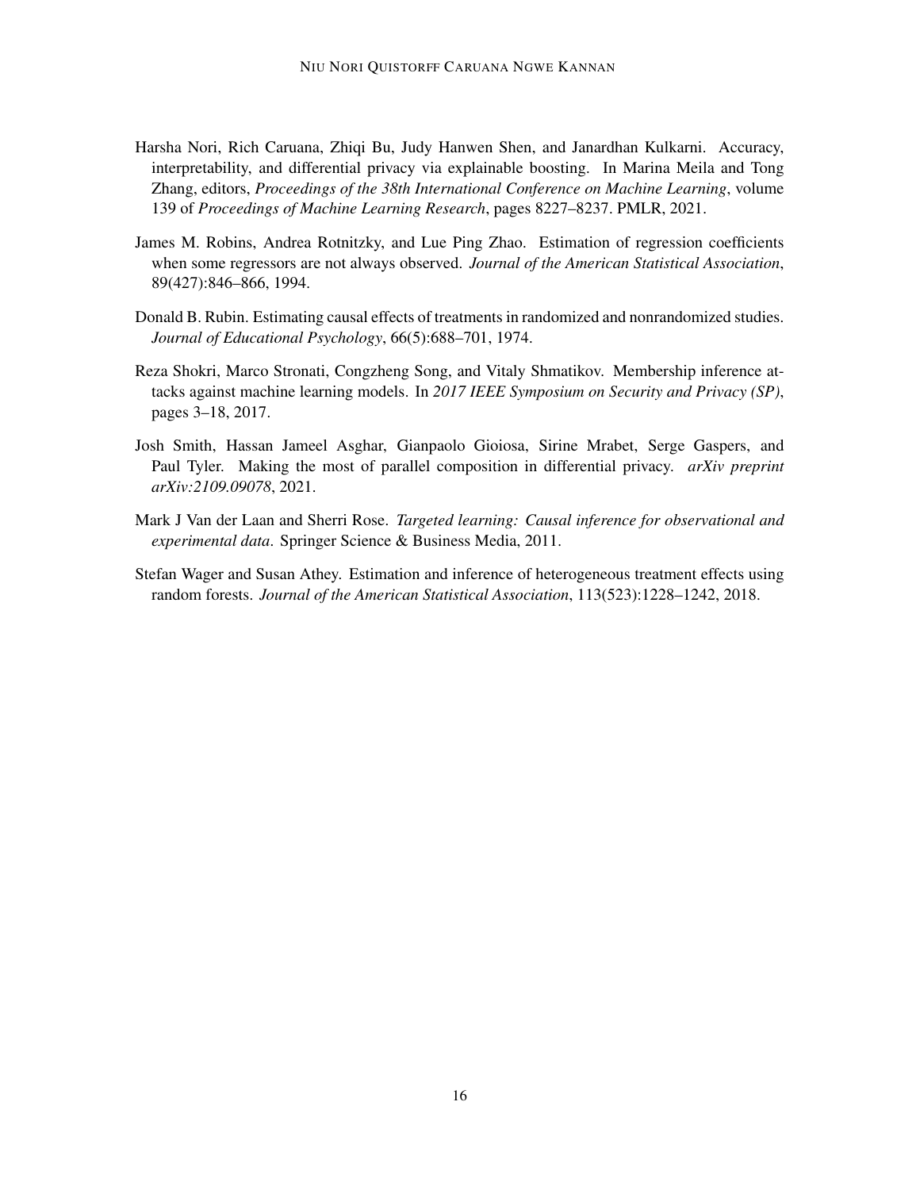Harsha Nori, Rich Caruana, Zhiqi Bu, Judy Hanwen Shen, and Janardhan Kulkarni. Accuracy, interpretability, and differential privacy via explainable boosting. In Marina Meila and Tong Zhang, editors, *Proceedings of the 38th International Conference on Machine Learning*, volume 139 of *Proceedings of Machine Learning Research*, pages 8227–8237. PMLR, 2021.

James M. Robins, Andrea Rotnitzky, and Lue Ping Zhao. Estimation of regression coefficients when some regressors are not always observed. *Journal of the American Statistical Association*, 89(427):846–866, 1994.

Donald B. Rubin. Estimating causal effects of treatments in randomized and nonrandomized studies. *Journal of Educational Psychology*, 66(5):688–701, 1974.

Reza Shokri, Marco Stronati, Congzheng Song, and Vitaly Shmatikov. Membership inference attacks against machine learning models. In *2017 IEEE Symposium on Security and Privacy (SP)*, pages 3–18, 2017.

Josh Smith, Hassan Jameel Asghar, Gianpaolo Gioiosa, Sirine Mrabet, Serge Gaspers, and Paul Tyler. Making the most of parallel composition in differential privacy. *arXiv preprint arXiv:2109.09078*, 2021.

Mark J Van der Laan and Sherri Rose. *Targeted learning: Causal inference for observational and experimental data*. Springer Science & Business Media, 2011.

Stefan Wager and Susan Athey. Estimation and inference of heterogeneous treatment effects using random forests. *Journal of the American Statistical Association*, 113(523):1228–1242, 2018.